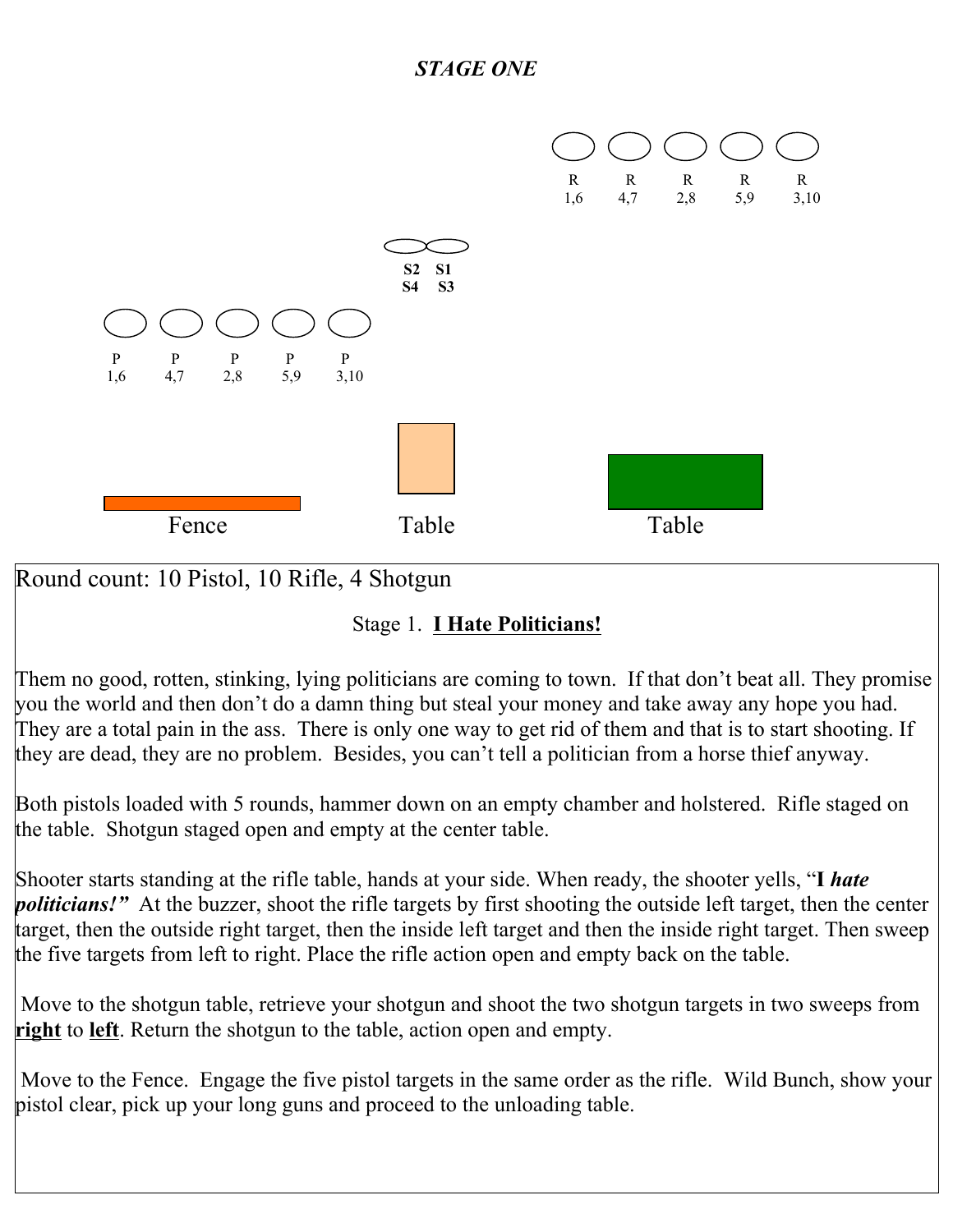*STAGE ONE*

R 1,6 | R 4,7 | R 2,8 | R 5,9 | R 3,10

S2 S4 | S1 S3

P 1,6 | P 4,7 | P 2,8 | P 5,9 | P 3,10

Fence | Table | Table

Round count: 10 Pistol, 10 Rifle, 4 Shotgun

Stage 1. **I Hate Politicians!**

Them no good, rotten, stinking, lying politicians are coming to town. If that don't beat all. They promise you the world and then don't do a damn thing but steal your money and take away any hope you had. They are a total pain in the ass. There is only one way to get rid of them and that is to start shooting. If they are dead, they are no problem. Besides, you can't tell a politician from a horse thief anyway.

Both pistols loaded with 5 rounds, hammer down on an empty chamber and holstered. Rifle staged on the table. Shotgun staged open and empty at the center table.

Shooter starts standing at the rifle table, hands at your side. When ready, the shooter yells, "I ***hate politicians!"*** At the buzzer, shoot the rifle targets by first shooting the outside left target, then the center target, then the outside right target, then the inside left target and then the inside right target. Then sweep the five targets from left to right. Place the rifle action open and empty back on the table.

Move to the shotgun table, retrieve your shotgun and shoot the two shotgun targets in two sweeps from **right** to **left**. Return the shotgun to the table, action open and empty.

Move to the Fence. Engage the five pistol targets in the same order as the rifle. Wild Bunch, show your pistol clear, pick up your long guns and proceed to the unloading table.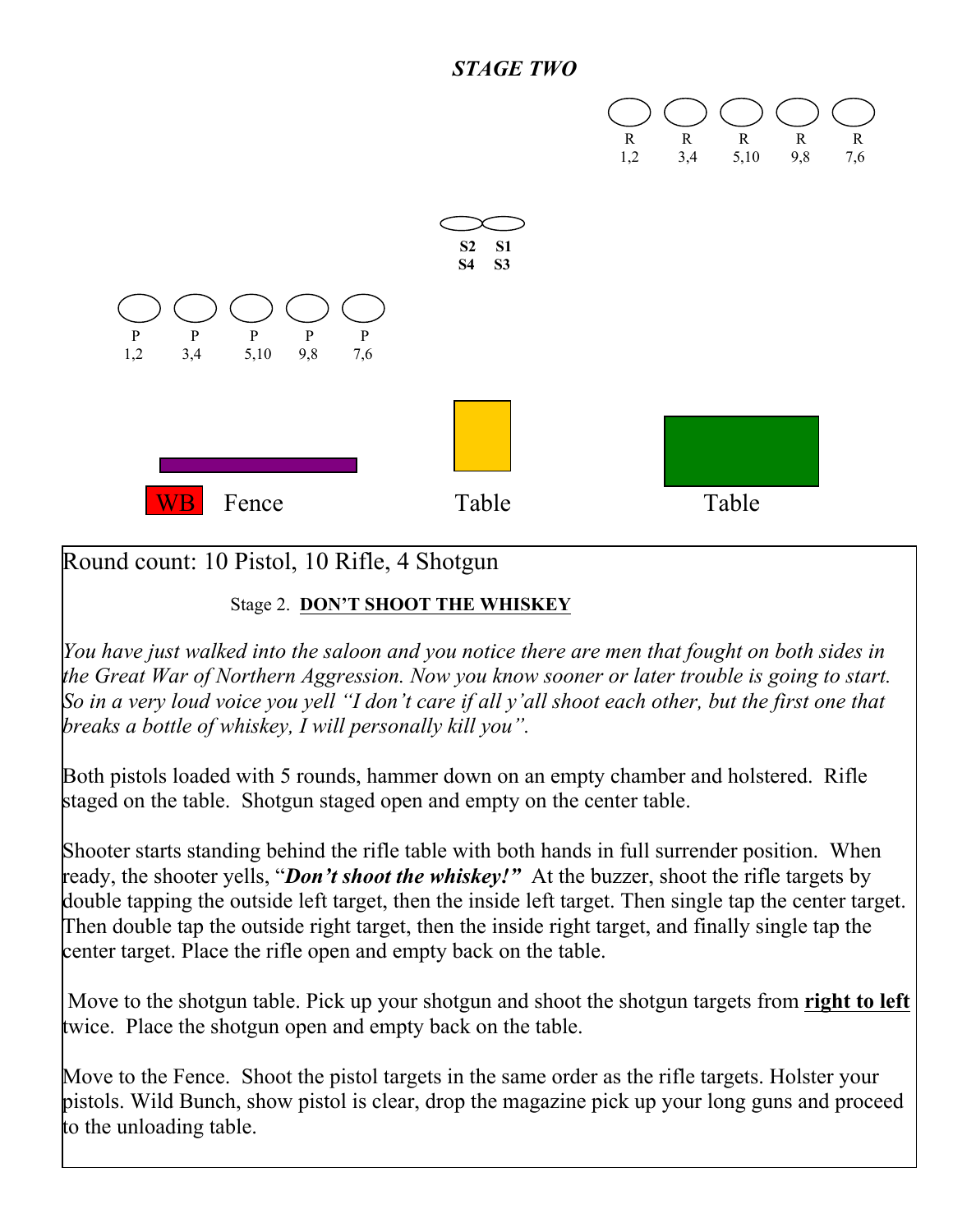## *STAGE TWO*

| R | R | R | R | R |
|---|---|---|---|---|
| 1,2 | 3,4 | 5,10 | 9,8 | 7,6 |

| S2 | S1 |
|---|---|
| S4 | S3 |

| P | P | P | P | P |
|---|---|---|---|---|
| 1,2 | 3,4 | 5,10 | 9,8 | 7,6 |

WB Fence Table Table

Round count: 10 Pistol, 10 Rifle, 4 Shotgun

Stage 2. **DON'T SHOOT THE WHISKEY**

*You have just walked into the saloon and you notice there are men that fought on both sides in the Great War of Northern Aggression. Now you know sooner or later trouble is going to start. So in a very loud voice you yell "I don't care if all y'all shoot each other, but the first one that breaks a bottle of whiskey, I will personally kill you".*

Both pistols loaded with 5 rounds, hammer down on an empty chamber and holstered. Rifle staged on the table. Shotgun staged open and empty on the center table.

Shooter starts standing behind the rifle table with both hands in full surrender position. When ready, the shooter yells, "***Don't shoot the whiskey!"*** At the buzzer, shoot the rifle targets by double tapping the outside left target, then the inside left target. Then single tap the center target. Then double tap the outside right target, then the inside right target, and finally single tap the center target. Place the rifle open and empty back on the table.

Move to the shotgun table. Pick up your shotgun and shoot the shotgun targets from **right to left** twice. Place the shotgun open and empty back on the table.

Move to the Fence. Shoot the pistol targets in the same order as the rifle targets. Holster your pistols. Wild Bunch, show pistol is clear, drop the magazine pick up your long guns and proceed to the unloading table.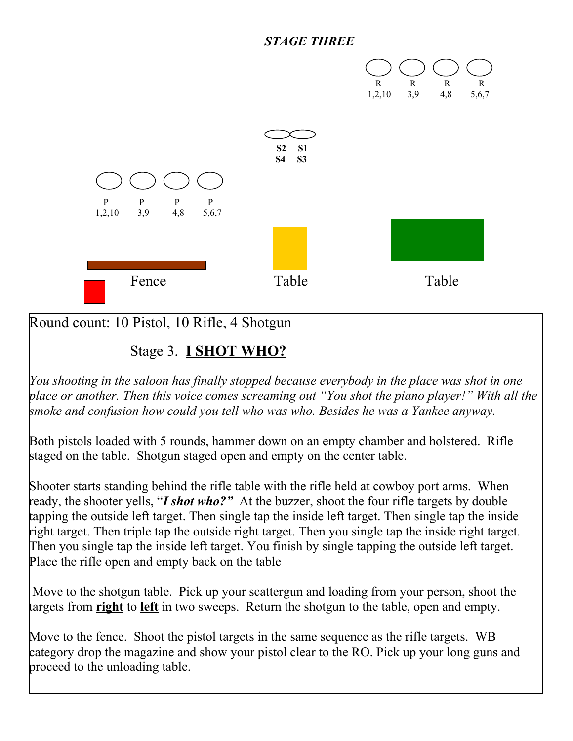### *STAGE THREE*

R 1,2,10 | R 3,9 | R 4,8 | R 5,6,7

S2 S4 | S1 S3

P 1,2,10 | P 3,9 | P 4,8 | P 5,6,7

Fence | Table | Table

Round count: 10 Pistol, 10 Rifle, 4 Shotgun

## Stage 3. **I SHOT WHO?**

*You shooting in the saloon has finally stopped because everybody in the place was shot in one place or another. Then this voice comes screaming out "You shot the piano player!" With all the smoke and confusion how could you tell who was who. Besides he was a Yankee anyway.*

Both pistols loaded with 5 rounds, hammer down on an empty chamber and holstered. Rifle staged on the table. Shotgun staged open and empty on the center table.

Shooter starts standing behind the rifle table with the rifle held at cowboy port arms. When ready, the shooter yells, "***I shot who?***" At the buzzer, shoot the four rifle targets by double tapping the outside left target. Then single tap the inside left target. Then single tap the inside right target. Then triple tap the outside right target. Then you single tap the inside right target. Then you single tap the inside left target. You finish by single tapping the outside left target. Place the rifle open and empty back on the table

Move to the shotgun table. Pick up your scattergun and loading from your person, shoot the targets from **right** to **left** in two sweeps. Return the shotgun to the table, open and empty.

Move to the fence. Shoot the pistol targets in the same sequence as the rifle targets. WB category drop the magazine and show your pistol clear to the RO. Pick up your long guns and proceed to the unloading table.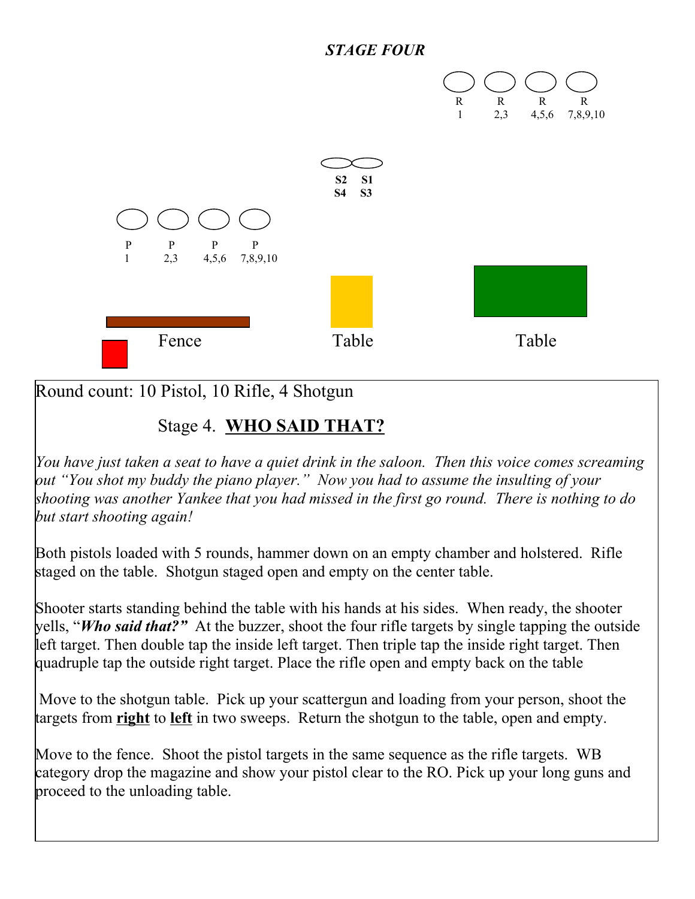*STAGE FOUR*

R 1 R 2,3 R 4,5,6 R 7,8,9,10

S2 S1
S4 S3

P 1 P 2,3 P 4,5,6 P 7,8,9,10

Fence Table Table

Round count: 10 Pistol, 10 Rifle, 4 Shotgun

## Stage 4. **WHO SAID THAT?**

*You have just taken a seat to have a quiet drink in the saloon. Then this voice comes screaming out "You shot my buddy the piano player." Now you had to assume the insulting of your shooting was another Yankee that you had missed in the first go round. There is nothing to do but start shooting again!*

Both pistols loaded with 5 rounds, hammer down on an empty chamber and holstered. Rifle staged on the table. Shotgun staged open and empty on the center table.

Shooter starts standing behind the table with his hands at his sides. When ready, the shooter yells, "***Who said that?"*** At the buzzer, shoot the four rifle targets by single tapping the outside left target. Then double tap the inside left target. Then triple tap the inside right target. Then quadruple tap the outside right target. Place the rifle open and empty back on the table

Move to the shotgun table. Pick up your scattergun and loading from your person, shoot the targets from **right** to **left** in two sweeps. Return the shotgun to the table, open and empty.

Move to the fence. Shoot the pistol targets in the same sequence as the rifle targets. WB category drop the magazine and show your pistol clear to the RO. Pick up your long guns and proceed to the unloading table.